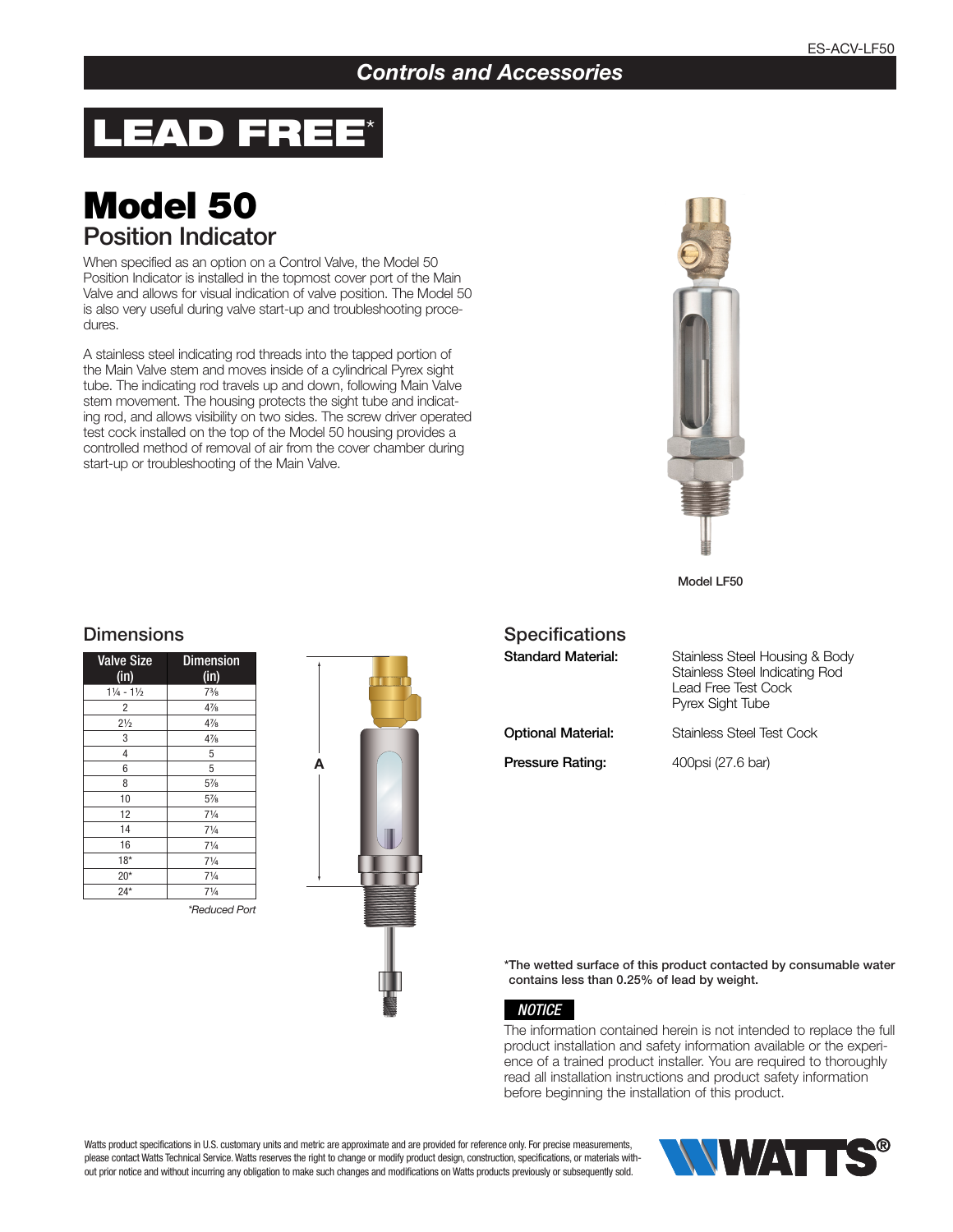## Controls and Accessories

**LEAD FREE***

# Model 50

## Position Indicator

When specified as an option on a Control Valve, the Model 50 Position Indicator is installed in the topmost cover port of the Main Valve and allows for visual indication of valve position. The Model 50 is also very useful during valve start-up and troubleshooting procedures.

A stainless steel indicating rod threads into the tapped portion of the Main Valve stem and moves inside of a cylindrical Pyrex sight tube. The indicating rod travels up and down, following Main Valve stem movement. The housing protects the sight tube and indicating rod, and allows visibility on two sides. The screw driver operated test cock installed on the top of the Model 50 housing provides a controlled method of removal of air from the cover chamber during start-up or troubleshooting of the Main Valve.

Model LF50

### Dimensions

| Valve Size (in) | Dimension (in) |
|---|---|
| 1¼ - 1½ | 7⅜ |
| 2 | 4⅞ |
| 2½ | 4⅞ |
| 3 | 4⅞ |
| 4 | 5 |
| 6 | 5 |
| 8 | 5⅞ |
| 10 | 5⅞ |
| 12 | 7¼ |
| 14 | 7¼ |
| 16 | 7¼ |
| 18* | 7¼ |
| 20* | 7¼ |
| 24* | 7¼ |

*Reduced Port*

A

### Specifications

**Standard Material:**
Stainless Steel Housing & Body
Stainless Steel Indicating Rod
Lead Free Test Cock
Pyrex Sight Tube

**Optional Material:** Stainless Steel Test Cock

**Pressure Rating:** 400psi (27.6 bar)

**\*The wetted surface of this product contacted by consumable water contains less than 0.25% of lead by weight.**

***NOTICE***

The information contained herein is not intended to replace the full product installation and safety information available or the experience of a trained product installer. You are required to thoroughly read all installation instructions and product safety information before beginning the installation of this product.

Watts product specifications in U.S. customary units and metric are approximate and are provided for reference only. For precise measurements, please contact Watts Technical Service. Watts reserves the right to change or modify product design, construction, specifications, or materials without prior notice and without incurring any obligation to make such changes and modifications on Watts products previously or subsequently sold.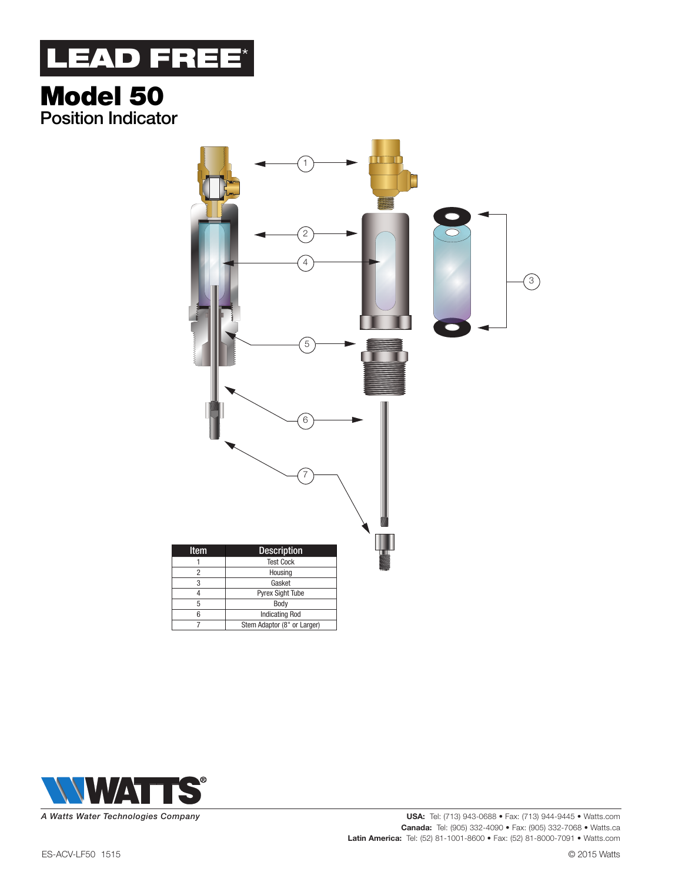# LEAD FREE*

# Model 50

## Position Indicator

1
2
3
4
5
6
7

| Item | Description |
| --- | --- |
| 1 | Test Cock |
| 2 | Housing |
| 3 | Gasket |
| 4 | Pyrex Sight Tube |
| 5 | Body |
| 6 | Indicating Rod |
| 7 | Stem Adaptor (8" or Larger) |

WATTS®

*A Watts Water Technologies Company*

**USA:** Tel: (713) 943-0688 • Fax: (713) 944-9445 • Watts.com
**Canada:** Tel: (905) 332-4090 • Fax: (905) 332-7068 • Watts.ca
**Latin America:** Tel: (52) 81-1001-8600 • Fax: (52) 81-8000-7091 • Watts.com

ES-ACV-LF50 1515

© 2015 Watts